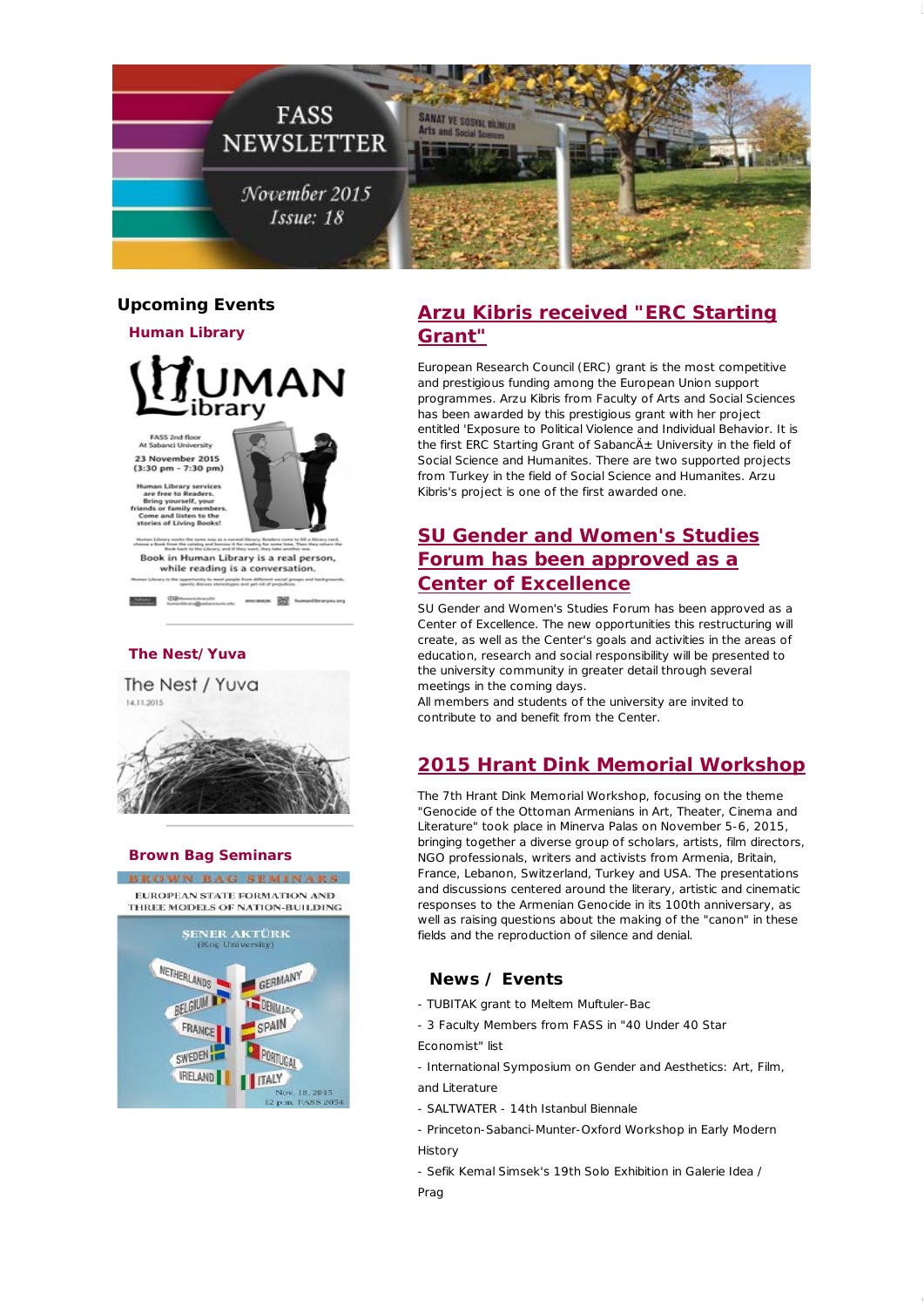# FASS NEWSLETTER

*November 2015*
*Issue: 18*

## Upcoming Events

### Human Library

### The Nest/ Yuva

### Brown Bag Seminars

## Arzu Kibris received "ERC Starting Grant"

European Research Council (ERC) grant is the most competitive and prestigious funding among the European Union support programmes. Arzu Kibris from Faculty of Arts and Social Sciences has been awarded by this prestigious grant with her project entitled 'Exposure to Political Violence and Individual Behavior. It is the first ERC Starting Grant of SabancÄ± University in the field of Social Science and Humanites. There are two supported projects from Turkey in the field of Social Science and Humanites. Arzu Kibris's project is one of the first awarded one.

## SU Gender and Women's Studies Forum has been approved as a Center of Excellence

SU Gender and Women's Studies Forum has been approved as a Center of Excellence. The new opportunities this restructuring will create, as well as the Center's goals and activities in the areas of education, research and social responsibility will be presented to the university community in greater detail through several meetings in the coming days.
All members and students of the university are invited to contribute to and benefit from the Center.

## 2015 Hrant Dink Memorial Workshop

The 7th Hrant Dink Memorial Workshop, focusing on the theme "Genocide of the Ottoman Armenians in Art, Theater, Cinema and Literature" took place in Minerva Palas on November 5-6, 2015, bringing together a diverse group of scholars, artists, film directors, NGO professionals, writers and activists from Armenia, Britain, France, Lebanon, Switzerland, Turkey and USA. The presentations and discussions centered around the literary, artistic and cinematic responses to the Armenian Genocide in its 100th anniversary, as well as raising questions about the making of the "canon" in these fields and the reproduction of silence and denial.

## News / Events

- TUBITAK grant to Meltem Muftuler-Bac
- 3 Faculty Members from FASS in "40 Under 40 Star Economist" list
- International Symposium on Gender and Aesthetics: Art, Film, and Literature
- SALTWATER - 14th Istanbul Biennale
- Princeton-Sabanci-Munter-Oxford Workshop in Early Modern History
- Sefik Kemal Simsek's 19th Solo Exhibition in Galerie Idea / Prag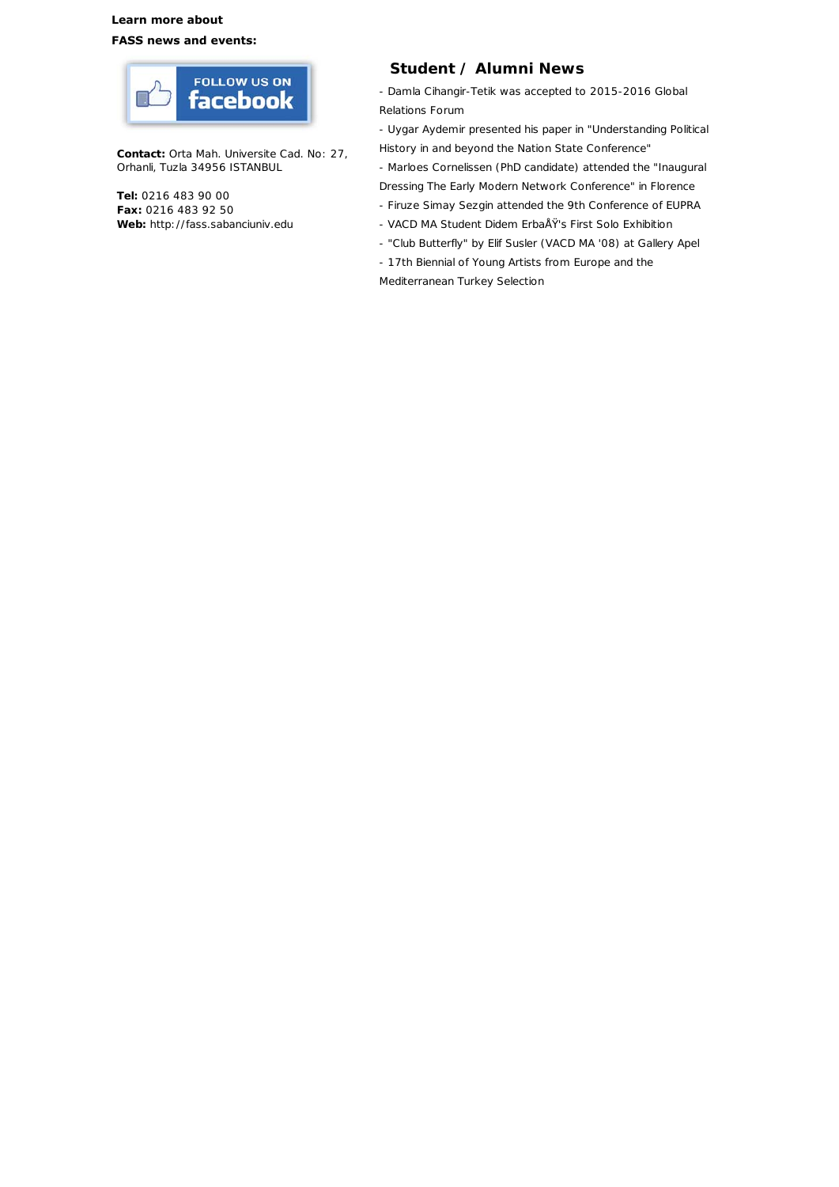**Learn more about**

**FASS news and events:**

FOLLOW US ON facebook

**Contact:** Orta Mah. Universite Cad. No: 27, Orhanli, Tuzla 34956 ISTANBUL

**Tel:** 0216 483 90 00
**Fax:** 0216 483 92 50
**Web:** http://fass.sabanciuniv.edu

## Student / Alumni News

- Damla Cihangir-Tetik was accepted to 2015-2016 Global Relations Forum
- Uygar Aydemir presented his paper in "Understanding Political History in and beyond the Nation State Conference"
- Marloes Cornelissen (PhD candidate) attended the "Inaugural Dressing The Early Modern Network Conference" in Florence
- Firuze Simay Sezgin attended the 9th Conference of EUPRA
- VACD MA Student Didem ErbaÅŸ's First Solo Exhibition
- "Club Butterfly" by Elif Susler (VACD MA '08) at Gallery Apel
- 17th Biennial of Young Artists from Europe and the Mediterranean Turkey Selection